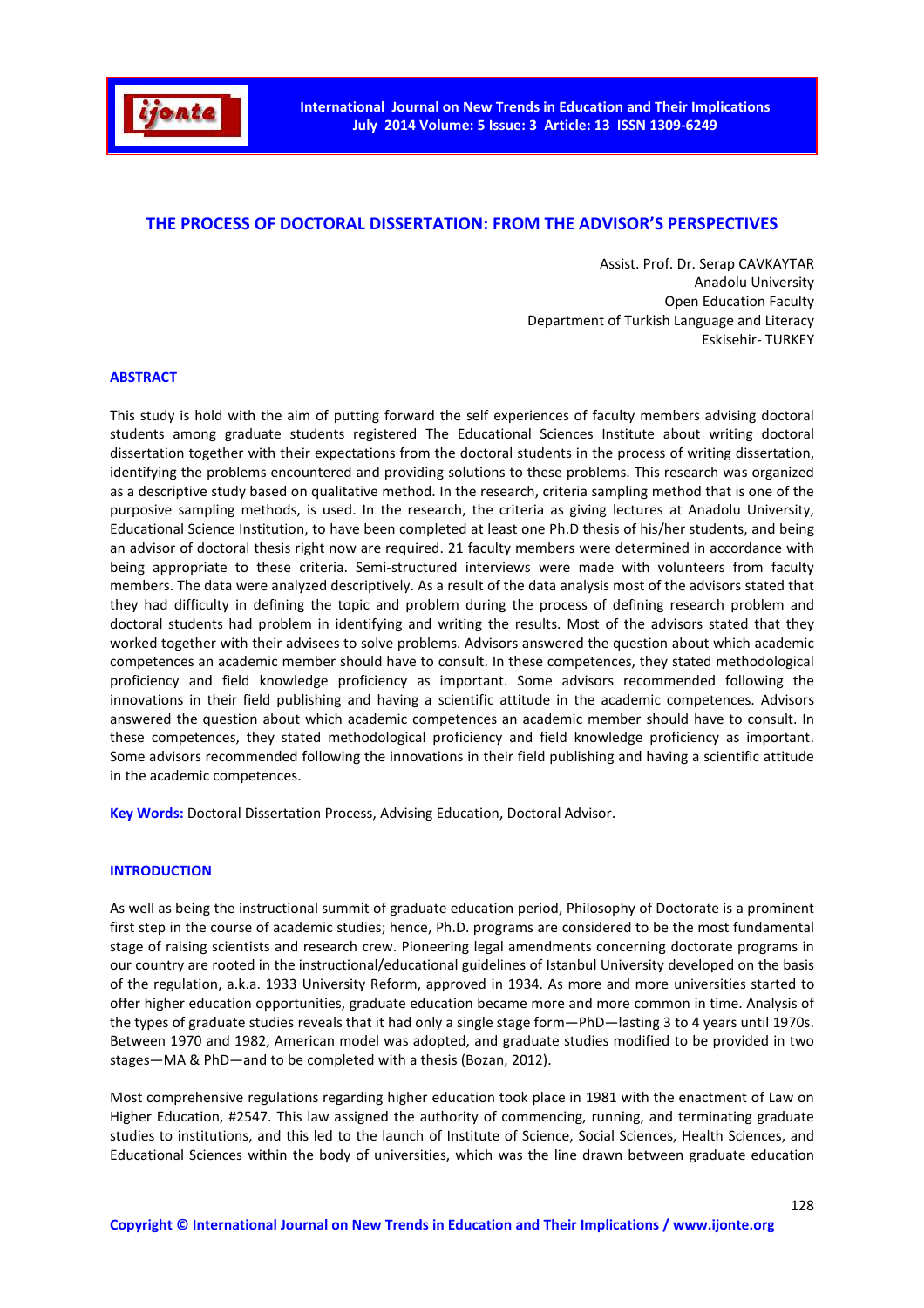# THE PROCESS OF DOCTORAL DISSERTATION: FROM THE ADVISOR'S PERSPECTIVES

Assist. Prof. Dr. Serap CAVKAYTAR
Anadolu University
Open Education Faculty
Department of Turkish Language and Literacy
Eskisehir- TURKEY

## ABSTRACT

This study is hold with the aim of putting forward the self experiences of faculty members advising doctoral students among graduate students registered The Educational Sciences Institute about writing doctoral dissertation together with their expectations from the doctoral students in the process of writing dissertation, identifying the problems encountered and providing solutions to these problems. This research was organized as a descriptive study based on qualitative method. In the research, criteria sampling method that is one of the purposive sampling methods, is used. In the research, the criteria as giving lectures at Anadolu University, Educational Science Institution, to have been completed at least one Ph.D thesis of his/her students, and being an advisor of doctoral thesis right now are required. 21 faculty members were determined in accordance with being appropriate to these criteria. Semi-structured interviews were made with volunteers from faculty members. The data were analyzed descriptively. As a result of the data analysis most of the advisors stated that they had difficulty in defining the topic and problem during the process of defining research problem and doctoral students had problem in identifying and writing the results. Most of the advisors stated that they worked together with their advisees to solve problems. Advisors answered the question about which academic competences an academic member should have to consult. In these competences, they stated methodological proficiency and field knowledge proficiency as important. Some advisors recommended following the innovations in their field publishing and having a scientific attitude in the academic competences. Advisors answered the question about which academic competences an academic member should have to consult. In these competences, they stated methodological proficiency and field knowledge proficiency as important. Some advisors recommended following the innovations in their field publishing and having a scientific attitude in the academic competences.

**Key Words:** Doctoral Dissertation Process, Advising Education, Doctoral Advisor.

## INTRODUCTION

As well as being the instructional summit of graduate education period, Philosophy of Doctorate is a prominent first step in the course of academic studies; hence, Ph.D. programs are considered to be the most fundamental stage of raising scientists and research crew. Pioneering legal amendments concerning doctorate programs in our country are rooted in the instructional/educational guidelines of Istanbul University developed on the basis of the regulation, a.k.a. 1933 University Reform, approved in 1934. As more and more universities started to offer higher education opportunities, graduate education became more and more common in time. Analysis of the types of graduate studies reveals that it had only a single stage form—PhD—lasting 3 to 4 years until 1970s. Between 1970 and 1982, American model was adopted, and graduate studies modified to be provided in two stages—MA & PhD—and to be completed with a thesis (Bozan, 2012).

Most comprehensive regulations regarding higher education took place in 1981 with the enactment of Law on Higher Education, #2547. This law assigned the authority of commencing, running, and terminating graduate studies to institutions, and this led to the launch of Institute of Science, Social Sciences, Health Sciences, and Educational Sciences within the body of universities, which was the line drawn between graduate education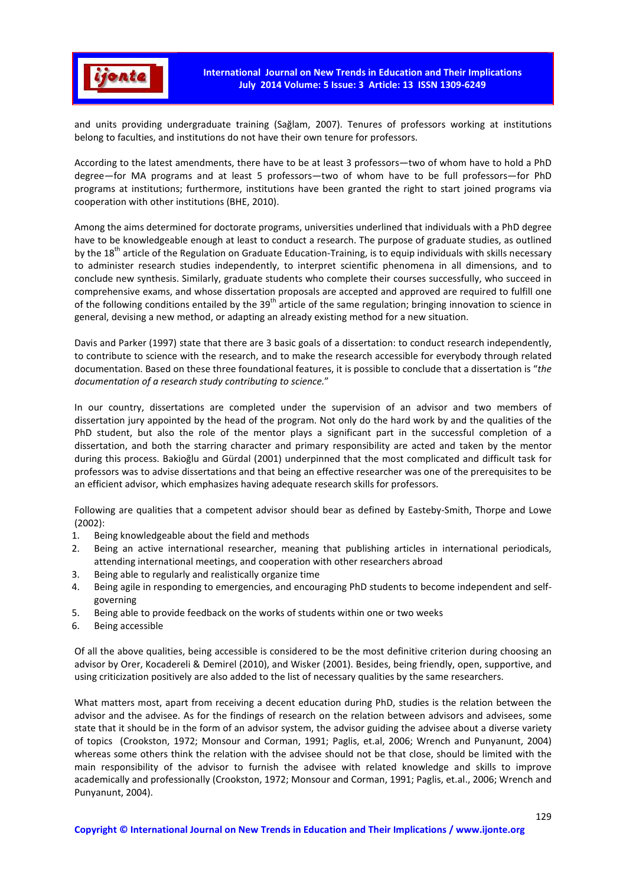and units providing undergraduate training (Sağlam, 2007). Tenures of professors working at institutions belong to faculties, and institutions do not have their own tenure for professors.

According to the latest amendments, there have to be at least 3 professors—two of whom have to hold a PhD degree—for MA programs and at least 5 professors—two of whom have to be full professors—for PhD programs at institutions; furthermore, institutions have been granted the right to start joined programs via cooperation with other institutions (BHE, 2010).

Among the aims determined for doctorate programs, universities underlined that individuals with a PhD degree have to be knowledgeable enough at least to conduct a research. The purpose of graduate studies, as outlined by the 18th article of the Regulation on Graduate Education-Training, is to equip individuals with skills necessary to administer research studies independently, to interpret scientific phenomena in all dimensions, and to conclude new synthesis. Similarly, graduate students who complete their courses successfully, who succeed in comprehensive exams, and whose dissertation proposals are accepted and approved are required to fulfill one of the following conditions entailed by the 39th article of the same regulation; bringing innovation to science in general, devising a new method, or adapting an already existing method for a new situation.

Davis and Parker (1997) state that there are 3 basic goals of a dissertation: to conduct research independently, to contribute to science with the research, and to make the research accessible for everybody through related documentation. Based on these three foundational features, it is possible to conclude that a dissertation is "*the documentation of a research study contributing to science.*"

In our country, dissertations are completed under the supervision of an advisor and two members of dissertation jury appointed by the head of the program. Not only do the hard work by and the qualities of the PhD student, but also the role of the mentor plays a significant part in the successful completion of a dissertation, and both the starring character and primary responsibility are acted and taken by the mentor during this process. Bakioğlu and Gürdal (2001) underpinned that the most complicated and difficult task for professors was to advise dissertations and that being an effective researcher was one of the prerequisites to be an efficient advisor, which emphasizes having adequate research skills for professors.

Following are qualities that a competent advisor should bear as defined by Easteby-Smith, Thorpe and Lowe (2002):

1. Being knowledgeable about the field and methods
2. Being an active international researcher, meaning that publishing articles in international periodicals, attending international meetings, and cooperation with other researchers abroad
3. Being able to regularly and realistically organize time
4. Being agile in responding to emergencies, and encouraging PhD students to become independent and self-governing
5. Being able to provide feedback on the works of students within one or two weeks
6. Being accessible

Of all the above qualities, being accessible is considered to be the most definitive criterion during choosing an advisor by Orer, Kocadereli & Demirel (2010), and Wisker (2001). Besides, being friendly, open, supportive, and using criticization positively are also added to the list of necessary qualities by the same researchers.

What matters most, apart from receiving a decent education during PhD, studies is the relation between the advisor and the advisee. As for the findings of research on the relation between advisors and advisees, some state that it should be in the form of an advisor system, the advisor guiding the advisee about a diverse variety of topics (Crookston, 1972; Monsour and Corman, 1991; Paglis, et.al, 2006; Wrench and Punyanunt, 2004) whereas some others think the relation with the advisee should not be that close, should be limited with the main responsibility of the advisor to furnish the advisee with related knowledge and skills to improve academically and professionally (Crookston, 1972; Monsour and Corman, 1991; Paglis, et.al., 2006; Wrench and Punyanunt, 2004).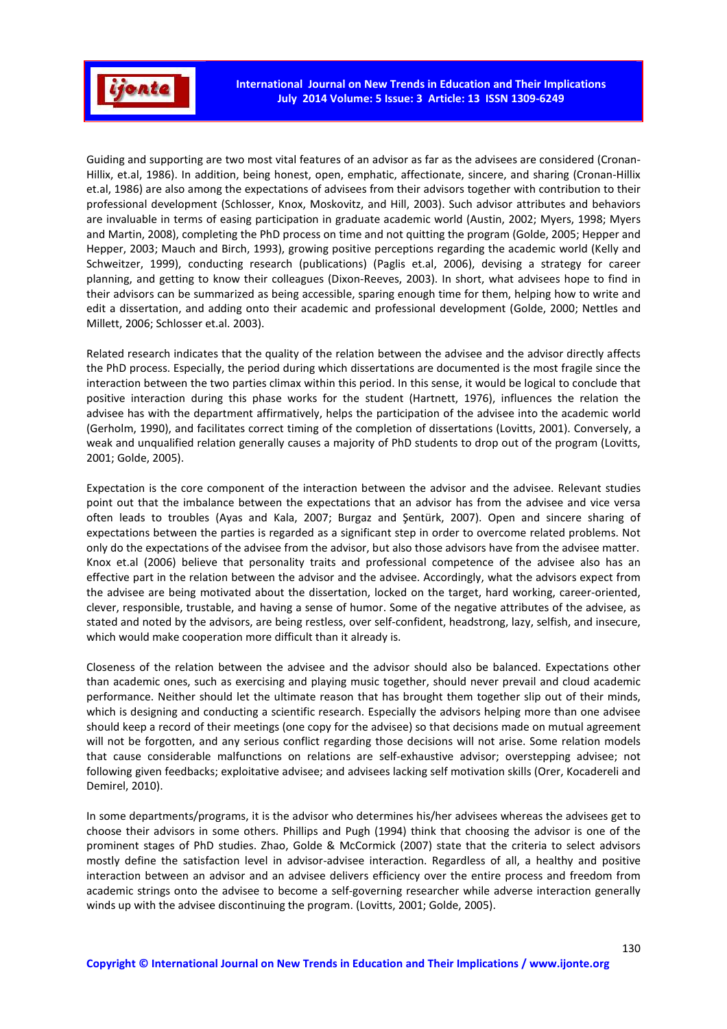Guiding and supporting are two most vital features of an advisor as far as the advisees are considered (Cronan-Hillix, et.al, 1986). In addition, being honest, open, emphatic, affectionate, sincere, and sharing (Cronan-Hillix et.al, 1986) are also among the expectations of advisees from their advisors together with contribution to their professional development (Schlosser, Knox, Moskovitz, and Hill, 2003). Such advisor attributes and behaviors are invaluable in terms of easing participation in graduate academic world (Austin, 2002; Myers, 1998; Myers and Martin, 2008), completing the PhD process on time and not quitting the program (Golde, 2005; Hepper and Hepper, 2003; Mauch and Birch, 1993), growing positive perceptions regarding the academic world (Kelly and Schweitzer, 1999), conducting research (publications) (Paglis et.al, 2006), devising a strategy for career planning, and getting to know their colleagues (Dixon-Reeves, 2003). In short, what advisees hope to find in their advisors can be summarized as being accessible, sparing enough time for them, helping how to write and edit a dissertation, and adding onto their academic and professional development (Golde, 2000; Nettles and Millett, 2006; Schlosser et.al. 2003).

Related research indicates that the quality of the relation between the advisee and the advisor directly affects the PhD process. Especially, the period during which dissertations are documented is the most fragile since the interaction between the two parties climax within this period. In this sense, it would be logical to conclude that positive interaction during this phase works for the student (Hartnett, 1976), influences the relation the advisee has with the department affirmatively, helps the participation of the advisee into the academic world (Gerholm, 1990), and facilitates correct timing of the completion of dissertations (Lovitts, 2001). Conversely, a weak and unqualified relation generally causes a majority of PhD students to drop out of the program (Lovitts, 2001; Golde, 2005).

Expectation is the core component of the interaction between the advisor and the advisee. Relevant studies point out that the imbalance between the expectations that an advisor has from the advisee and vice versa often leads to troubles (Ayas and Kala, 2007; Burgaz and Şentürk, 2007). Open and sincere sharing of expectations between the parties is regarded as a significant step in order to overcome related problems. Not only do the expectations of the advisee from the advisor, but also those advisors have from the advisee matter. Knox et.al (2006) believe that personality traits and professional competence of the advisee also has an effective part in the relation between the advisor and the advisee. Accordingly, what the advisors expect from the advisee are being motivated about the dissertation, locked on the target, hard working, career-oriented, clever, responsible, trustable, and having a sense of humor. Some of the negative attributes of the advisee, as stated and noted by the advisors, are being restless, over self-confident, headstrong, lazy, selfish, and insecure, which would make cooperation more difficult than it already is.

Closeness of the relation between the advisee and the advisor should also be balanced. Expectations other than academic ones, such as exercising and playing music together, should never prevail and cloud academic performance. Neither should let the ultimate reason that has brought them together slip out of their minds, which is designing and conducting a scientific research. Especially the advisors helping more than one advisee should keep a record of their meetings (one copy for the advisee) so that decisions made on mutual agreement will not be forgotten, and any serious conflict regarding those decisions will not arise. Some relation models that cause considerable malfunctions on relations are self-exhaustive advisor; overstepping advisee; not following given feedbacks; exploitative advisee; and advisees lacking self motivation skills (Orer, Kocadereli and Demirel, 2010).

In some departments/programs, it is the advisor who determines his/her advisees whereas the advisees get to choose their advisors in some others. Phillips and Pugh (1994) think that choosing the advisor is one of the prominent stages of PhD studies. Zhao, Golde & McCormick (2007) state that the criteria to select advisors mostly define the satisfaction level in advisor-advisee interaction. Regardless of all, a healthy and positive interaction between an advisor and an advisee delivers efficiency over the entire process and freedom from academic strings onto the advisee to become a self-governing researcher while adverse interaction generally winds up with the advisee discontinuing the program. (Lovitts, 2001; Golde, 2005).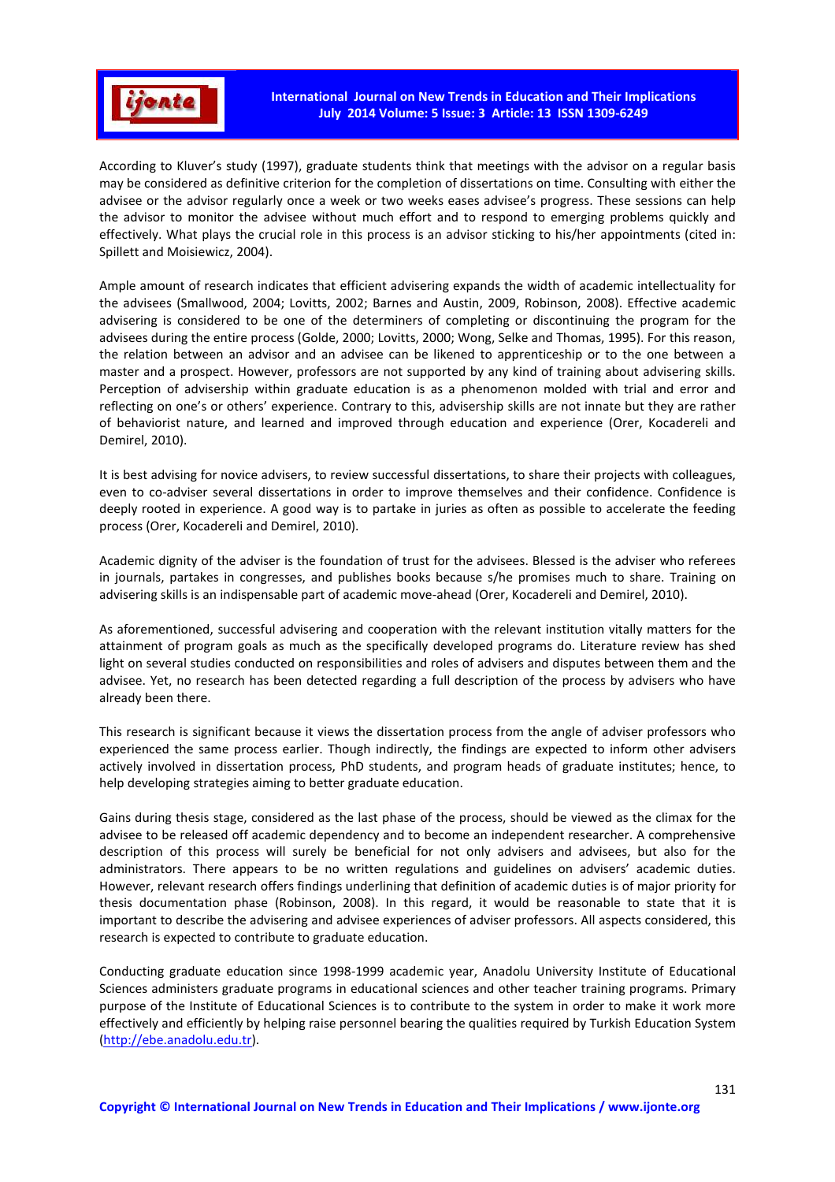According to Kluver's study (1997), graduate students think that meetings with the advisor on a regular basis may be considered as definitive criterion for the completion of dissertations on time. Consulting with either the advisee or the advisor regularly once a week or two weeks eases advisee's progress. These sessions can help the advisor to monitor the advisee without much effort and to respond to emerging problems quickly and effectively. What plays the crucial role in this process is an advisor sticking to his/her appointments (cited in: Spillett and Moisiewicz, 2004).

Ample amount of research indicates that efficient advisering expands the width of academic intellectuality for the advisees (Smallwood, 2004; Lovitts, 2002; Barnes and Austin, 2009, Robinson, 2008). Effective academic advisering is considered to be one of the determiners of completing or discontinuing the program for the advisees during the entire process (Golde, 2000; Lovitts, 2000; Wong, Selke and Thomas, 1995). For this reason, the relation between an advisor and an advisee can be likened to apprenticeship or to the one between a master and a prospect. However, professors are not supported by any kind of training about advisering skills. Perception of advisership within graduate education is as a phenomenon molded with trial and error and reflecting on one's or others' experience. Contrary to this, advisership skills are not innate but they are rather of behaviorist nature, and learned and improved through education and experience (Orer, Kocadereli and Demirel, 2010).

It is best advising for novice advisers, to review successful dissertations, to share their projects with colleagues, even to co-adviser several dissertations in order to improve themselves and their confidence. Confidence is deeply rooted in experience. A good way is to partake in juries as often as possible to accelerate the feeding process (Orer, Kocadereli and Demirel, 2010).

Academic dignity of the adviser is the foundation of trust for the advisees. Blessed is the adviser who referees in journals, partakes in congresses, and publishes books because s/he promises much to share. Training on advisering skills is an indispensable part of academic move-ahead (Orer, Kocadereli and Demirel, 2010).

As aforementioned, successful advisering and cooperation with the relevant institution vitally matters for the attainment of program goals as much as the specifically developed programs do. Literature review has shed light on several studies conducted on responsibilities and roles of advisers and disputes between them and the advisee. Yet, no research has been detected regarding a full description of the process by advisers who have already been there.

This research is significant because it views the dissertation process from the angle of adviser professors who experienced the same process earlier. Though indirectly, the findings are expected to inform other advisers actively involved in dissertation process, PhD students, and program heads of graduate institutes; hence, to help developing strategies aiming to better graduate education.

Gains during thesis stage, considered as the last phase of the process, should be viewed as the climax for the advisee to be released off academic dependency and to become an independent researcher. A comprehensive description of this process will surely be beneficial for not only advisers and advisees, but also for the administrators. There appears to be no written regulations and guidelines on advisers' academic duties. However, relevant research offers findings underlining that definition of academic duties is of major priority for thesis documentation phase (Robinson, 2008). In this regard, it would be reasonable to state that it is important to describe the advisering and advisee experiences of adviser professors. All aspects considered, this research is expected to contribute to graduate education.

Conducting graduate education since 1998-1999 academic year, Anadolu University Institute of Educational Sciences administers graduate programs in educational sciences and other teacher training programs. Primary purpose of the Institute of Educational Sciences is to contribute to the system in order to make it work more effectively and efficiently by helping raise personnel bearing the qualities required by Turkish Education System (http://ebe.anadolu.edu.tr).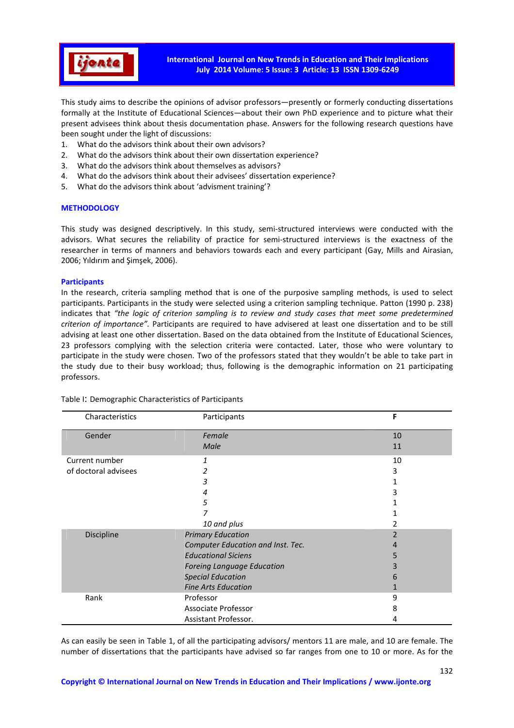This study aims to describe the opinions of advisor professors—presently or formerly conducting dissertations formally at the Institute of Educational Sciences—about their own PhD experience and to picture what their present advisees think about thesis documentation phase. Answers for the following research questions have been sought under the light of discussions:

1. What do the advisors think about their own advisors?
2. What do the advisors think about their own dissertation experience?
3. What do the advisors think about themselves as advisors?
4. What do the advisors think about their advisees' dissertation experience?
5. What do the advisors think about 'advisment training'?

## METHODOLOGY

This study was designed descriptively. In this study, semi-structured interviews were conducted with the advisors. What secures the reliability of practice for semi-structured interviews is the exactness of the researcher in terms of manners and behaviors towards each and every participant (Gay, Mills and Airasian, 2006; Yıldırım and Şimşek, 2006).

### Participants

In the research, criteria sampling method that is one of the purposive sampling methods, is used to select participants. Participants in the study were selected using a criterion sampling technique. Patton (1990 p. 238) indicates that *"the logic of criterion sampling is to review and study cases that meet some predetermined criterion of importance"*. Participants are required to have advisered at least one dissertation and to be still advising at least one other dissertation. Based on the data obtained from the Institute of Educational Sciences, 23 professors complying with the selection criteria were contacted. Later, those who were voluntary to participate in the study were chosen. Two of the professors stated that they wouldn't be able to take part in the study due to their busy workload; thus, following is the demographic information on 21 participating professors.

Table I: Demographic Characteristics of Participants

| Characteristics | Participants | F |
|---|---|---|
| Gender | *Female* | 10 |
| | *Male* | 11 |
| Current number of doctoral advisees | *1* | 10 |
| | *2* | 3 |
| | *3* | 1 |
| | *4* | 3 |
| | *5* | 1 |
| | *7* | 1 |
| | *10 and plus* | 2 |
| Discipline | *Primary Education* | 2 |
| | *Computer Education and Inst. Tec.* | 4 |
| | *Educational Siciens* | 5 |
| | *Foreing Language Education* | 3 |
| | *Special Education* | 6 |
| | *Fine Arts Education* | 1 |
| Rank | Professor | 9 |
| | Associate Professor | 8 |
| | Assistant Professor. | 4 |

As can easily be seen in Table 1, of all the participating advisors/ mentors 11 are male, and 10 are female. The number of dissertations that the participants have advised so far ranges from one to 10 or more. As for the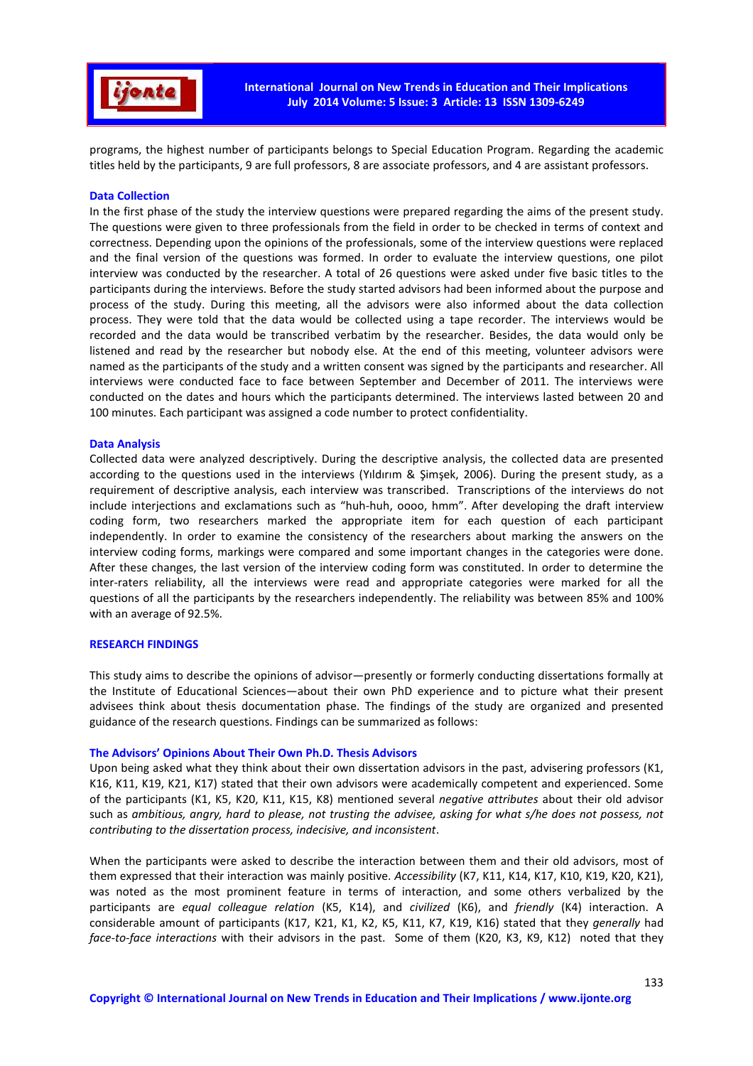programs, the highest number of participants belongs to Special Education Program. Regarding the academic titles held by the participants, 9 are full professors, 8 are associate professors, and 4 are assistant professors.

### Data Collection

In the first phase of the study the interview questions were prepared regarding the aims of the present study. The questions were given to three professionals from the field in order to be checked in terms of context and correctness. Depending upon the opinions of the professionals, some of the interview questions were replaced and the final version of the questions was formed. In order to evaluate the interview questions, one pilot interview was conducted by the researcher. A total of 26 questions were asked under five basic titles to the participants during the interviews. Before the study started advisors had been informed about the purpose and process of the study. During this meeting, all the advisors were also informed about the data collection process. They were told that the data would be collected using a tape recorder. The interviews would be recorded and the data would be transcribed verbatim by the researcher. Besides, the data would only be listened and read by the researcher but nobody else. At the end of this meeting, volunteer advisors were named as the participants of the study and a written consent was signed by the participants and researcher. All interviews were conducted face to face between September and December of 2011. The interviews were conducted on the dates and hours which the participants determined. The interviews lasted between 20 and 100 minutes. Each participant was assigned a code number to protect confidentiality.

### Data Analysis

Collected data were analyzed descriptively. During the descriptive analysis, the collected data are presented according to the questions used in the interviews (Yıldırım & Şimşek, 2006). During the present study, as a requirement of descriptive analysis, each interview was transcribed. Transcriptions of the interviews do not include interjections and exclamations such as "huh-huh, oooo, hmm". After developing the draft interview coding form, two researchers marked the appropriate item for each question of each participant independently. In order to examine the consistency of the researchers about marking the answers on the interview coding forms, markings were compared and some important changes in the categories were done. After these changes, the last version of the interview coding form was constituted. In order to determine the inter-raters reliability, all the interviews were read and appropriate categories were marked for all the questions of all the participants by the researchers independently. The reliability was between 85% and 100% with an average of 92.5%.

## RESEARCH FINDINGS

This study aims to describe the opinions of advisor—presently or formerly conducting dissertations formally at the Institute of Educational Sciences—about their own PhD experience and to picture what their present advisees think about thesis documentation phase. The findings of the study are organized and presented guidance of the research questions. Findings can be summarized as follows:

### The Advisors' Opinions About Their Own Ph.D. Thesis Advisors

Upon being asked what they think about their own dissertation advisors in the past, advisering professors (K1, K16, K11, K19, K21, K17) stated that their own advisors were academically competent and experienced. Some of the participants (K1, K5, K20, K11, K15, K8) mentioned several *negative attributes* about their old advisor such as *ambitious, angry, hard to please, not trusting the advisee, asking for what s/he does not possess, not contributing to the dissertation process, indecisive, and inconsistent*.

When the participants were asked to describe the interaction between them and their old advisors, most of them expressed that their interaction was mainly positive. *Accessibility* (K7, K11, K14, K17, K10, K19, K20, K21), was noted as the most prominent feature in terms of interaction, and some others verbalized by the participants are *equal colleague relation* (K5, K14), and *civilized* (K6), and *friendly* (K4) interaction. A considerable amount of participants (K17, K21, K1, K2, K5, K11, K7, K19, K16) stated that they *generally* had *face-to-face interactions* with their advisors in the past. Some of them (K20, K3, K9, K12) noted that they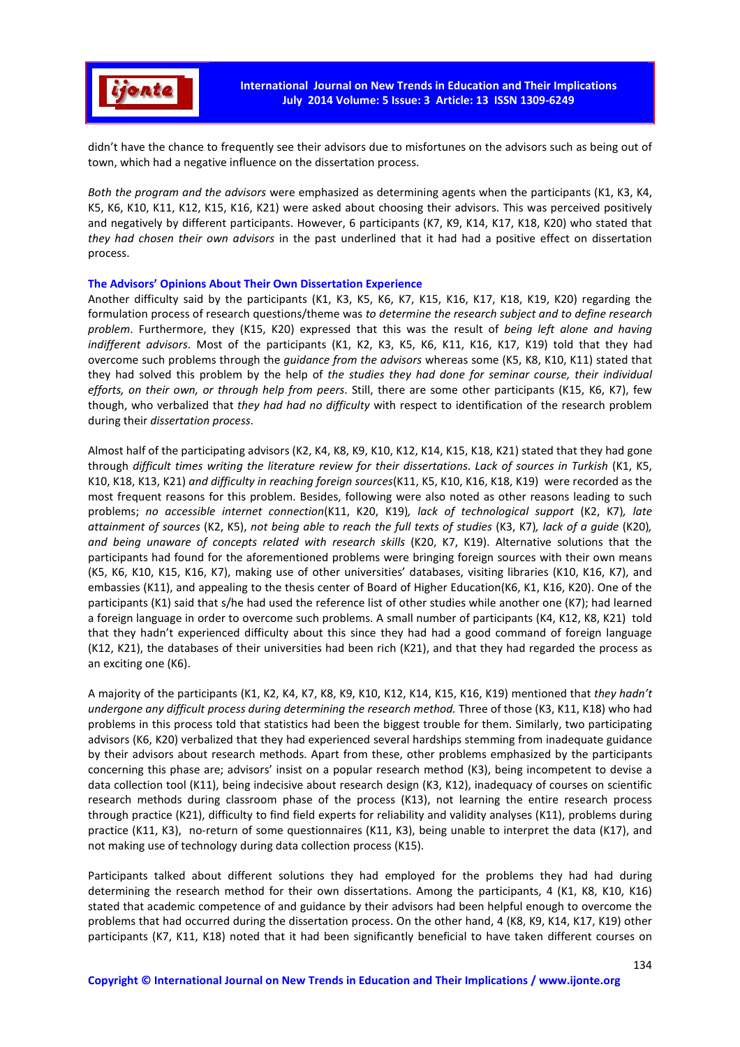didn't have the chance to frequently see their advisors due to misfortunes on the advisors such as being out of town, which had a negative influence on the dissertation process.

*Both the program and the advisors* were emphasized as determining agents when the participants (K1, K3, K4, K5, K6, K10, K11, K12, K15, K16, K21) were asked about choosing their advisors. This was perceived positively and negatively by different participants. However, 6 participants (K7, K9, K14, K17, K18, K20) who stated that *they had chosen their own advisors* in the past underlined that it had had a positive effect on dissertation process.

### The Advisors' Opinions About Their Own Dissertation Experience

Another difficulty said by the participants (K1, K3, K5, K6, K7, K15, K16, K17, K18, K19, K20) regarding the formulation process of research questions/theme was *to determine the research subject and to define research problem*. Furthermore, they (K15, K20) expressed that this was the result of *being left alone and having indifferent advisors*. Most of the participants (K1, K2, K3, K5, K6, K11, K16, K17, K19) told that they had overcome such problems through the *guidance from the advisors* whereas some (K5, K8, K10, K11) stated that they had solved this problem by the help of *the studies they had done for seminar course, their individual efforts, on their own, or through help from peers*. Still, there are some other participants (K15, K6, K7), few though, who verbalized that *they had had no difficulty* with respect to identification of the research problem during their *dissertation process*.

Almost half of the participating advisors (K2, K4, K8, K9, K10, K12, K14, K15, K18, K21) stated that they had gone through *difficult times writing the literature review for their dissertations*. *Lack of sources in Turkish* (K1, K5, K10, K18, K13, K21) *and difficulty in reaching foreign sources*(K11, K5, K10, K16, K18, K19) were recorded as the most frequent reasons for this problem. Besides, following were also noted as other reasons leading to such problems; *no accessible internet connection*(K11, K20, K19)*, lack of technological support* (K2, K7)*, late attainment of sources* (K2, K5), *not being able to reach the full texts of studies* (K3, K7)*, lack of a guide* (K20)*, and being unaware of concepts related with research skills* (K20, K7, K19). Alternative solutions that the participants had found for the aforementioned problems were bringing foreign sources with their own means (K5, K6, K10, K15, K16, K7), making use of other universities' databases, visiting libraries (K10, K16, K7), and embassies (K11), and appealing to the thesis center of Board of Higher Education(K6, K1, K16, K20). One of the participants (K1) said that s/he had used the reference list of other studies while another one (K7); had learned a foreign language in order to overcome such problems. A small number of participants (K4, K12, K8, K21) told that they hadn't experienced difficulty about this since they had had a good command of foreign language (K12, K21), the databases of their universities had been rich (K21), and that they had regarded the process as an exciting one (K6).

A majority of the participants (K1, K2, K4, K7, K8, K9, K10, K12, K14, K15, K16, K19) mentioned that *they hadn't undergone any difficult process during determining the research method.* Three of those (K3, K11, K18) who had problems in this process told that statistics had been the biggest trouble for them. Similarly, two participating advisors (K6, K20) verbalized that they had experienced several hardships stemming from inadequate guidance by their advisors about research methods. Apart from these, other problems emphasized by the participants concerning this phase are; advisors' insist on a popular research method (K3), being incompetent to devise a data collection tool (K11), being indecisive about research design (K3, K12), inadequacy of courses on scientific research methods during classroom phase of the process (K13), not learning the entire research process through practice (K21), difficulty to find field experts for reliability and validity analyses (K11), problems during practice (K11, K3), no-return of some questionnaires (K11, K3), being unable to interpret the data (K17), and not making use of technology during data collection process (K15).

Participants talked about different solutions they had employed for the problems they had had during determining the research method for their own dissertations. Among the participants, 4 (K1, K8, K10, K16) stated that academic competence of and guidance by their advisors had been helpful enough to overcome the problems that had occurred during the dissertation process. On the other hand, 4 (K8, K9, K14, K17, K19) other participants (K7, K11, K18) noted that it had been significantly beneficial to have taken different courses on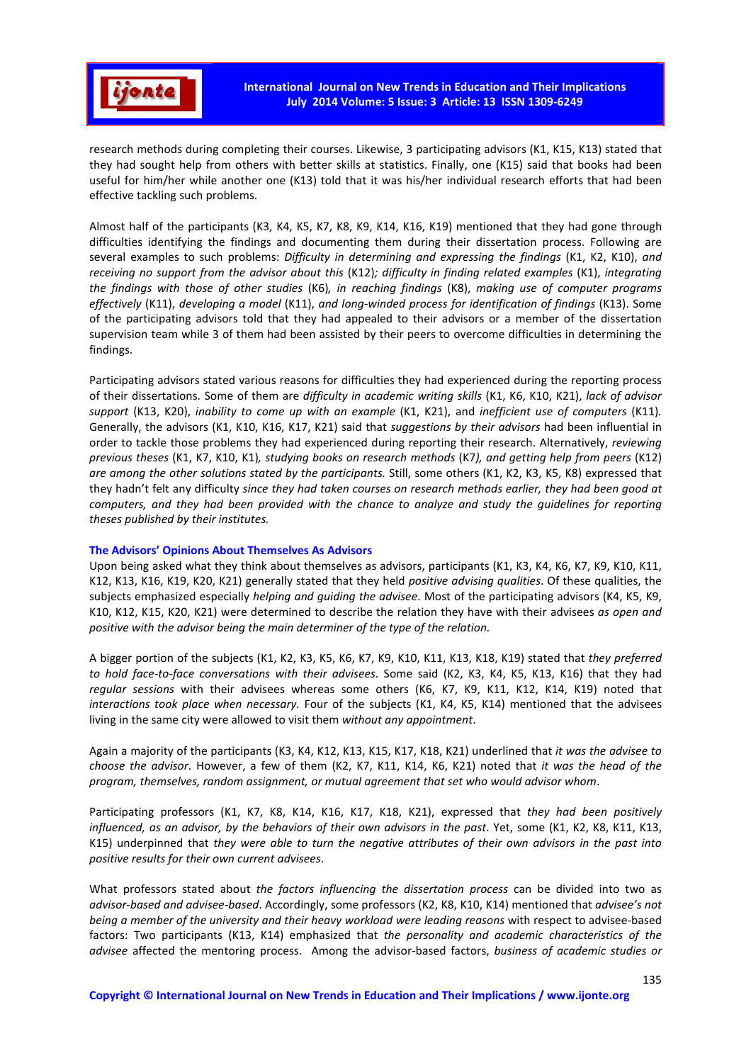research methods during completing their courses. Likewise, 3 participating advisors (K1, K15, K13) stated that they had sought help from others with better skills at statistics. Finally, one (K15) said that books had been useful for him/her while another one (K13) told that it was his/her individual research efforts that had been effective tackling such problems.

Almost half of the participants (K3, K4, K5, K7, K8, K9, K14, K16, K19) mentioned that they had gone through difficulties identifying the findings and documenting them during their dissertation process. Following are several examples to such problems: *Difficulty in determining and expressing the findings* (K1, K2, K10), *and receiving no support from the advisor about this* (K12)*; difficulty in finding related examples* (K1), *integrating the findings with those of other studies* (K6)*, in reaching findings* (K8), *making use of computer programs effectively* (K11), *developing a model* (K11), *and long-winded process for identification of findings* (K13). Some of the participating advisors told that they had appealed to their advisors or a member of the dissertation supervision team while 3 of them had been assisted by their peers to overcome difficulties in determining the findings.

Participating advisors stated various reasons for difficulties they had experienced during the reporting process of their dissertations. Some of them are *difficulty in academic writing skills* (K1, K6, K10, K21), *lack of advisor support* (K13, K20), *inability to come up with an example* (K1, K21), and *inefficient use of computers* (K11). Generally, the advisors (K1, K10, K16, K17, K21) said that *suggestions by their advisors* had been influential in order to tackle those problems they had experienced during reporting their research. Alternatively, *reviewing previous theses* (K1, K7, K10, K1)*, studying books on research methods* (K7)*, and getting help from peers* (K12) *are among the other solutions stated by the participants.* Still, some others (K1, K2, K3, K5, K8) expressed that they hadn't felt any difficulty *since they had taken courses on research methods earlier, they had been good at computers, and they had been provided with the chance to analyze and study the guidelines for reporting theses published by their institutes.*

### The Advisors' Opinions About Themselves As Advisors

Upon being asked what they think about themselves as advisors, participants (K1, K3, K4, K6, K7, K9, K10, K11, K12, K13, K16, K19, K20, K21) generally stated that they held *positive advising qualities*. Of these qualities, the subjects emphasized especially *helping and guiding the advisee*. Most of the participating advisors (K4, K5, K9, K10, K12, K15, K20, K21) were determined to describe the relation they have with their advisees *as open and positive with the advisor being the main determiner of the type of the relation.*

A bigger portion of the subjects (K1, K2, K3, K5, K6, K7, K9, K10, K11, K13, K18, K19) stated that *they preferred to hold face-to-face conversations with their advisees*. Some said (K2, K3, K4, K5, K13, K16) that they had *regular sessions* with their advisees whereas some others (K6, K7, K9, K11, K12, K14, K19) noted that *interactions took place when necessary.* Four of the subjects (K1, K4, K5, K14) mentioned that the advisees living in the same city were allowed to visit them *without any appointment*.

Again a majority of the participants (K3, K4, K12, K13, K15, K17, K18, K21) underlined that *it was the advisee to choose the advisor*. However, a few of them (K2, K7, K11, K14, K6, K21) noted that *it was the head of the program, themselves, random assignment, or mutual agreement that set who would advisor whom*.

Participating professors (K1, K7, K8, K14, K16, K17, K18, K21), expressed that *they had been positively influenced, as an advisor, by the behaviors of their own advisors in the past*. Yet, some (K1, K2, K8, K11, K13, K15) underpinned that *they were able to turn the negative attributes of their own advisors in the past into positive results for their own current advisees*.

What professors stated about *the factors influencing the dissertation process* can be divided into two as *advisor-based and advisee-based*. Accordingly, some professors (K2, K8, K10, K14) mentioned that *advisee's not being a member of the university and their heavy workload were leading reasons* with respect to advisee-based factors: Two participants (K13, K14) emphasized that *the personality and academic characteristics of the advisee* affected the mentoring process. Among the advisor-based factors, *business of academic studies or*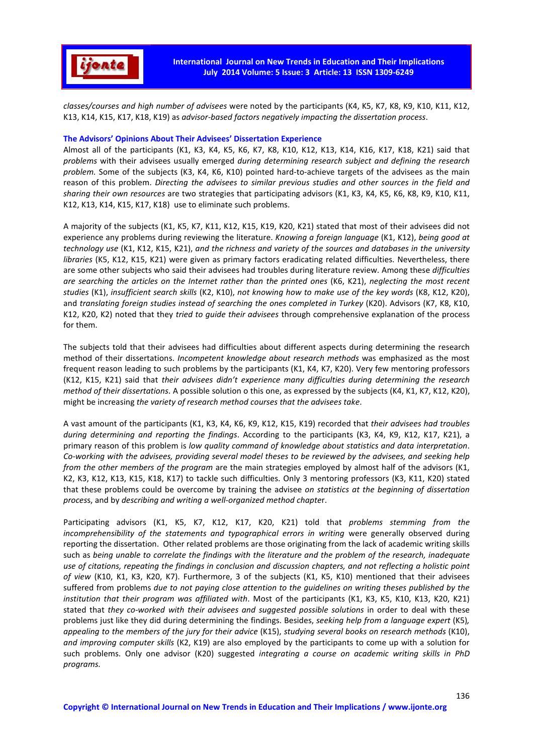*classes/courses and high number of advisees* were noted by the participants (K4, K5, K7, K8, K9, K10, K11, K12, K13, K14, K15, K17, K18, K19) as *advisor-based factors negatively impacting the dissertation process*.

### The Advisors' Opinions About Their Advisees' Dissertation Experience

Almost all of the participants (K1, K3, K4, K5, K6, K7, K8, K10, K12, K13, K14, K16, K17, K18, K21) said that *problems* with their advisees usually emerged *during determining research subject and defining the research problem.* Some of the subjects (K3, K4, K6, K10) pointed hard-to-achieve targets of the advisees as the main reason of this problem. *Directing the advisees to similar previous studies and other sources in the field and sharing their own resources* are two strategies that participating advisors (K1, K3, K4, K5, K6, K8, K9, K10, K11, K12, K13, K14, K15, K17, K18) use to eliminate such problems.

A majority of the subjects (K1, K5, K7, K11, K12, K15, K19, K20, K21) stated that most of their advisees did not experience any problems during reviewing the literature. *Knowing a foreign language* (K1, K12), *being good at technology use* (K1, K12, K15, K21), *and the richness and variety of the sources and databases in the university libraries* (K5, K12, K15, K21) were given as primary factors eradicating related difficulties. Nevertheless, there are some other subjects who said their advisees had troubles during literature review. Among these *difficulties are searching the articles on the Internet rather than the printed ones* (K6, K21), *neglecting the most recent studies* (K1), *insufficient search skills* (K2, K10), *not knowing how to make use of the key words* (K8, K12, K20), and *translating foreign studies instead of searching the ones completed in Turkey* (K20). Advisors (K7, K8, K10, K12, K20, K2) noted that they *tried to guide their advisees* through comprehensive explanation of the process for them.

The subjects told that their advisees had difficulties about different aspects during determining the research method of their dissertations. *Incompetent knowledge about research methods* was emphasized as the most frequent reason leading to such problems by the participants (K1, K4, K7, K20). Very few mentoring professors (K12, K15, K21) said that *their advisees didn't experience many difficulties during determining the research method of their dissertations*. A possible solution o this one, as expressed by the subjects (K4, K1, K7, K12, K20), might be increasing *the variety of research method courses that the advisees take.*

A vast amount of the participants (K1, K3, K4, K6, K9, K12, K15, K19) recorded that *their advisees had troubles during determining and reporting the findings*. According to the participants (K3, K4, K9, K12, K17, K21), a primary reason of this problem is *low quality command of knowledge about statistics and data interpretation*. *Co-working with the advisees, providing several model theses to be reviewed by the advisees, and seeking help from the other members of the program* are the main strategies employed by almost half of the advisors (K1, K2, K3, K12, K13, K15, K18, K17) to tackle such difficulties. Only 3 mentoring professors (K3, K11, K20) stated that these problems could be overcome by training the advisee *on statistics at the beginning of dissertation process*, and by *describing and writing a well-organized method chapter*.

Participating advisors (K1, K5, K7, K12, K17, K20, K21) told that *problems stemming from the incomprehensibility of the statements and typographical errors in writing* were generally observed during reporting the dissertation. Other related problems are those originating from the lack of academic writing skills such as *being unable to correlate the findings with the literature and the problem of the research, inadequate use of citations, repeating the findings in conclusion and discussion chapters, and not reflecting a holistic point of view* (K10, K1, K3, K20, K7). Furthermore, 3 of the subjects (K1, K5, K10) mentioned that their advisees suffered from problems *due to not paying close attention to the guidelines on writing theses published by the institution that their program was affiliated with*. Most of the participants (K1, K3, K5, K10, K13, K20, K21) stated that *they co-worked with their advisees and suggested possible solutions* in order to deal with these problems just like they did during determining the findings. Besides, *seeking help from a language expert* (K5)*, appealing to the members of the jury for their advice* (K15), *studying several books on research methods* (K10), *and improving computer skills* (K2, K19) are also employed by the participants to come up with a solution for such problems. Only one advisor (K20) suggested *integrating a course on academic writing skills in PhD programs.*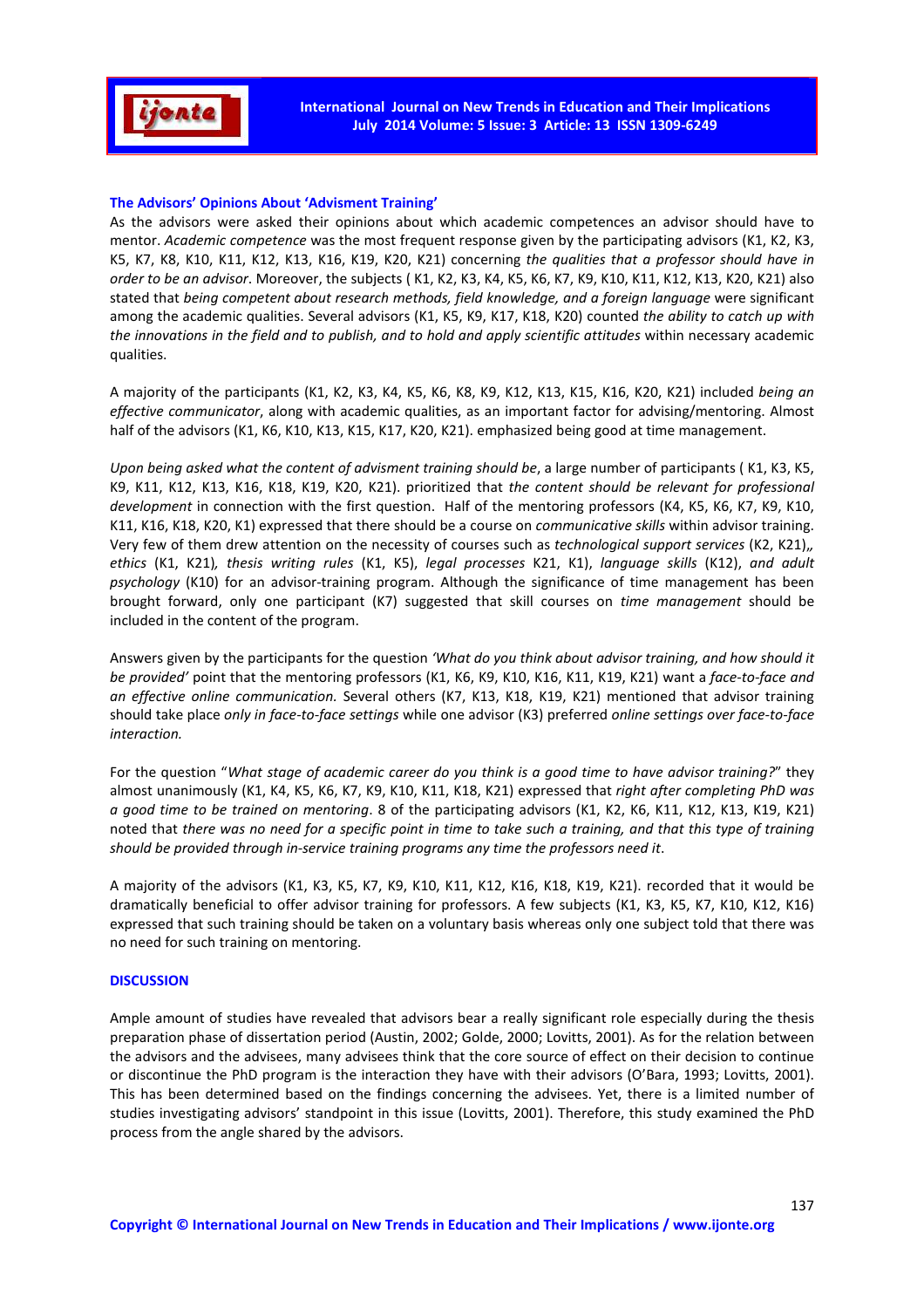### The Advisors' Opinions About 'Advisment Training'

As the advisors were asked their opinions about which academic competences an advisor should have to mentor. *Academic competence* was the most frequent response given by the participating advisors (K1, K2, K3, K5, K7, K8, K10, K11, K12, K13, K16, K19, K20, K21) concerning *the qualities that a professor should have in order to be an advisor*. Moreover, the subjects ( K1, K2, K3, K4, K5, K6, K7, K9, K10, K11, K12, K13, K20, K21) also stated that *being competent about research methods, field knowledge, and a foreign language* were significant among the academic qualities. Several advisors (K1, K5, K9, K17, K18, K20) counted *the ability to catch up with the innovations in the field and to publish, and to hold and apply scientific attitudes* within necessary academic qualities.

A majority of the participants (K1, K2, K3, K4, K5, K6, K8, K9, K12, K13, K15, K16, K20, K21) included *being an effective communicator*, along with academic qualities, as an important factor for advising/mentoring. Almost half of the advisors (K1, K6, K10, K13, K15, K17, K20, K21). emphasized being good at time management.

*Upon being asked what the content of advisment training should be*, a large number of participants ( K1, K3, K5, K9, K11, K12, K13, K16, K18, K19, K20, K21). prioritized that *the content should be relevant for professional development* in connection with the first question. Half of the mentoring professors (K4, K5, K6, K7, K9, K10, K11, K16, K18, K20, K1) expressed that there should be a course on *communicative skills* within advisor training. Very few of them drew attention on the necessity of courses such as *technological support services* (K2, K21)*,, ethics* (K1, K21)*, thesis writing rules* (K1, K5), *legal processes* K21, K1), *language skills* (K12), *and adult psychology* (K10) for an advisor-training program. Although the significance of time management has been brought forward, only one participant (K7) suggested that skill courses on *time management* should be included in the content of the program.

Answers given by the participants for the question *'What do you think about advisor training, and how should it be provided'* point that the mentoring professors (K1, K6, K9, K10, K16, K11, K19, K21) want a *face-to-face and an effective online communication.* Several others (K7, K13, K18, K19, K21) mentioned that advisor training should take place *only in face-to-face settings* while one advisor (K3) preferred *online settings over face-to-face interaction.*

For the question "*What stage of academic career do you think is a good time to have advisor training?*" they almost unanimously (K1, K4, K5, K6, K7, K9, K10, K11, K18, K21) expressed that *right after completing PhD was a good time to be trained on mentoring*. 8 of the participating advisors (K1, K2, K6, K11, K12, K13, K19, K21) noted that *there was no need for a specific point in time to take such a training, and that this type of training should be provided through in-service training programs any time the professors need it*.

A majority of the advisors (K1, K3, K5, K7, K9, K10, K11, K12, K16, K18, K19, K21). recorded that it would be dramatically beneficial to offer advisor training for professors. A few subjects (K1, K3, K5, K7, K10, K12, K16) expressed that such training should be taken on a voluntary basis whereas only one subject told that there was no need for such training on mentoring.

## DISCUSSION

Ample amount of studies have revealed that advisors bear a really significant role especially during the thesis preparation phase of dissertation period (Austin, 2002; Golde, 2000; Lovitts, 2001). As for the relation between the advisors and the advisees, many advisees think that the core source of effect on their decision to continue or discontinue the PhD program is the interaction they have with their advisors (O'Bara, 1993; Lovitts, 2001). This has been determined based on the findings concerning the advisees. Yet, there is a limited number of studies investigating advisors' standpoint in this issue (Lovitts, 2001). Therefore, this study examined the PhD process from the angle shared by the advisors.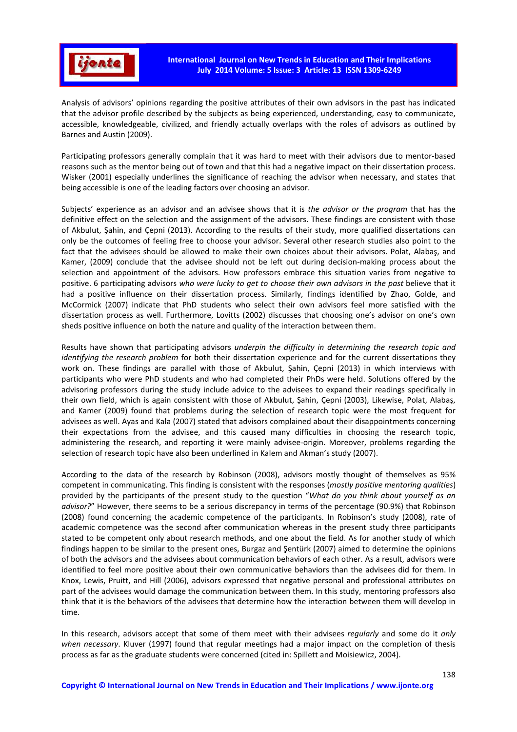Analysis of advisors' opinions regarding the positive attributes of their own advisors in the past has indicated that the advisor profile described by the subjects as being experienced, understanding, easy to communicate, accessible, knowledgeable, civilized, and friendly actually overlaps with the roles of advisors as outlined by Barnes and Austin (2009).

Participating professors generally complain that it was hard to meet with their advisors due to mentor-based reasons such as the mentor being out of town and that this had a negative impact on their dissertation process. Wisker (2001) especially underlines the significance of reaching the advisor when necessary, and states that being accessible is one of the leading factors over choosing an advisor.

Subjects' experience as an advisor and an advisee shows that it is *the advisor or the program* that has the definitive effect on the selection and the assignment of the advisors. These findings are consistent with those of Akbulut, Şahin, and Çepni (2013). According to the results of their study, more qualified dissertations can only be the outcomes of feeling free to choose your advisor. Several other research studies also point to the fact that the advisees should be allowed to make their own choices about their advisors. Polat, Alabaş, and Kamer, (2009) conclude that the advisee should not be left out during decision-making process about the selection and appointment of the advisors. How professors embrace this situation varies from negative to positive. 6 participating advisors *who were lucky to get to choose their own advisors in the past* believe that it had a positive influence on their dissertation process. Similarly, findings identified by Zhao, Golde, and McCormick (2007) indicate that PhD students who select their own advisors feel more satisfied with the dissertation process as well. Furthermore, Lovitts (2002) discusses that choosing one's advisor on one's own sheds positive influence on both the nature and quality of the interaction between them.

Results have shown that participating advisors *underpin the difficulty in determining the research topic and identifying the research problem* for both their dissertation experience and for the current dissertations they work on. These findings are parallel with those of Akbulut, Şahin, Çepni (2013) in which interviews with participants who were PhD students and who had completed their PhDs were held. Solutions offered by the advisoring professors during the study include advice to the advisees to expand their readings specifically in their own field, which is again consistent with those of Akbulut, Şahin, Çepni (2003), Likewise, Polat, Alabaş, and Kamer (2009) found that problems during the selection of research topic were the most frequent for advisees as well. Ayas and Kala (2007) stated that advisors complained about their disappointments concerning their expectations from the advisee, and this caused many difficulties in choosing the research topic, administering the research, and reporting it were mainly advisee-origin. Moreover, problems regarding the selection of research topic have also been underlined in Kalem and Akman's study (2007).

According to the data of the research by Robinson (2008), advisors mostly thought of themselves as 95% competent in communicating. This finding is consistent with the responses (*mostly positive mentoring qualities*) provided by the participants of the present study to the question "*What do you think about yourself as an advisor?*" However, there seems to be a serious discrepancy in terms of the percentage (90.9%) that Robinson (2008) found concerning the academic competence of the participants. In Robinson's study (2008), rate of academic competence was the second after communication whereas in the present study three participants stated to be competent only about research methods, and one about the field. As for another study of which findings happen to be similar to the present ones, Burgaz and Şentürk (2007) aimed to determine the opinions of both the advisors and the advisees about communication behaviors of each other. As a result, advisors were identified to feel more positive about their own communicative behaviors than the advisees did for them. In Knox, Lewis, Pruitt, and Hill (2006), advisors expressed that negative personal and professional attributes on part of the advisees would damage the communication between them. In this study, mentoring professors also think that it is the behaviors of the advisees that determine how the interaction between them will develop in time.

In this research, advisors accept that some of them meet with their advisees *regularly* and some do it *only when necessary*. Kluver (1997) found that regular meetings had a major impact on the completion of thesis process as far as the graduate students were concerned (cited in: Spillett and Moisiewicz, 2004).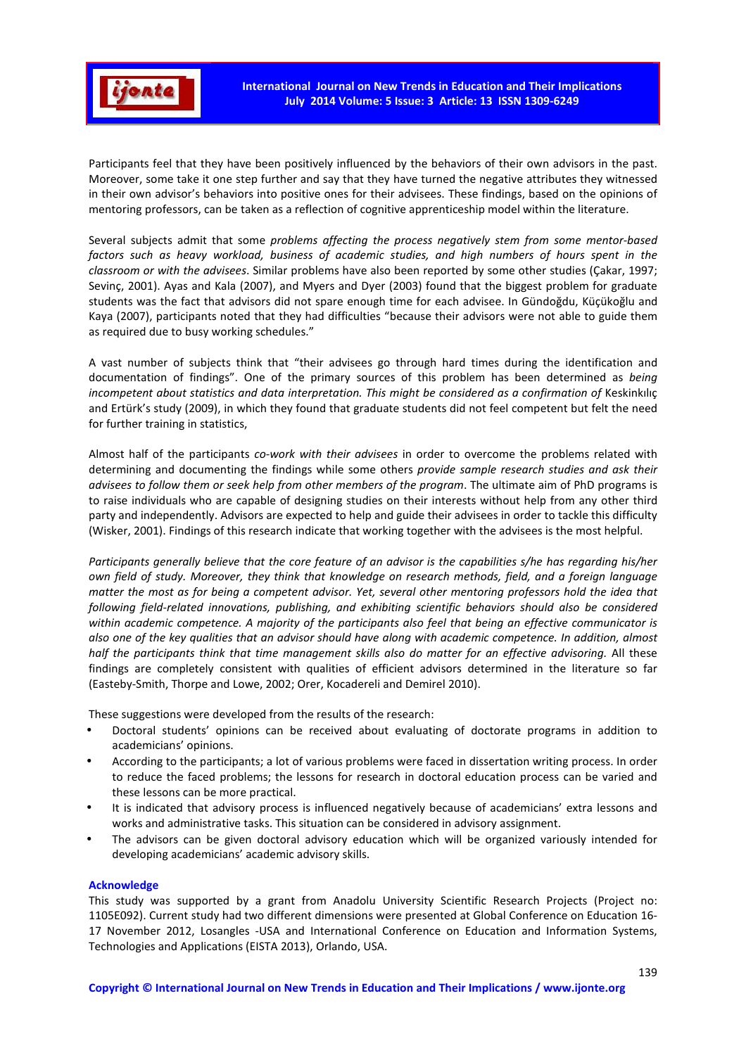Participants feel that they have been positively influenced by the behaviors of their own advisors in the past. Moreover, some take it one step further and say that they have turned the negative attributes they witnessed in their own advisor's behaviors into positive ones for their advisees. These findings, based on the opinions of mentoring professors, can be taken as a reflection of cognitive apprenticeship model within the literature.

Several subjects admit that some *problems affecting the process negatively stem from some mentor-based factors such as heavy workload, business of academic studies, and high numbers of hours spent in the classroom or with the advisees*. Similar problems have also been reported by some other studies (Çakar, 1997; Sevinç, 2001). Ayas and Kala (2007), and Myers and Dyer (2003) found that the biggest problem for graduate students was the fact that advisors did not spare enough time for each advisee. In Gündoğdu, Küçükoğlu and Kaya (2007), participants noted that they had difficulties "because their advisors were not able to guide them as required due to busy working schedules."

A vast number of subjects think that "their advisees go through hard times during the identification and documentation of findings". One of the primary sources of this problem has been determined as *being incompetent about statistics and data interpretation. This might be considered as a confirmation of* Keskinkılıç and Ertürk's study (2009), in which they found that graduate students did not feel competent but felt the need for further training in statistics,

Almost half of the participants *co-work with their advisees* in order to overcome the problems related with determining and documenting the findings while some others *provide sample research studies and ask their advisees to follow them or seek help from other members of the program*. The ultimate aim of PhD programs is to raise individuals who are capable of designing studies on their interests without help from any other third party and independently. Advisors are expected to help and guide their advisees in order to tackle this difficulty (Wisker, 2001). Findings of this research indicate that working together with the advisees is the most helpful.

*Participants generally believe that the core feature of an advisor is the capabilities s/he has regarding his/her own field of study. Moreover, they think that knowledge on research methods, field, and a foreign language matter the most as for being a competent advisor. Yet, several other mentoring professors hold the idea that following field-related innovations, publishing, and exhibiting scientific behaviors should also be considered within academic competence. A majority of the participants also feel that being an effective communicator is also one of the key qualities that an advisor should have along with academic competence. In addition, almost half the participants think that time management skills also do matter for an effective advisoring.* All these findings are completely consistent with qualities of efficient advisors determined in the literature so far (Easteby-Smith, Thorpe and Lowe, 2002; Orer, Kocadereli and Demirel 2010).

These suggestions were developed from the results of the research:

- Doctoral students' opinions can be received about evaluating of doctorate programs in addition to academicians' opinions.
- According to the participants; a lot of various problems were faced in dissertation writing process. In order to reduce the faced problems; the lessons for research in doctoral education process can be varied and these lessons can be more practical.
- It is indicated that advisory process is influenced negatively because of academicians' extra lessons and works and administrative tasks. This situation can be considered in advisory assignment.
- The advisors can be given doctoral advisory education which will be organized variously intended for developing academicians' academic advisory skills.

## Acknowledge

This study was supported by a grant from Anadolu University Scientific Research Projects (Project no: 1105E092). Current study had two different dimensions were presented at Global Conference on Education 16-17 November 2012, Losangles -USA and International Conference on Education and Information Systems, Technologies and Applications (EISTA 2013), Orlando, USA.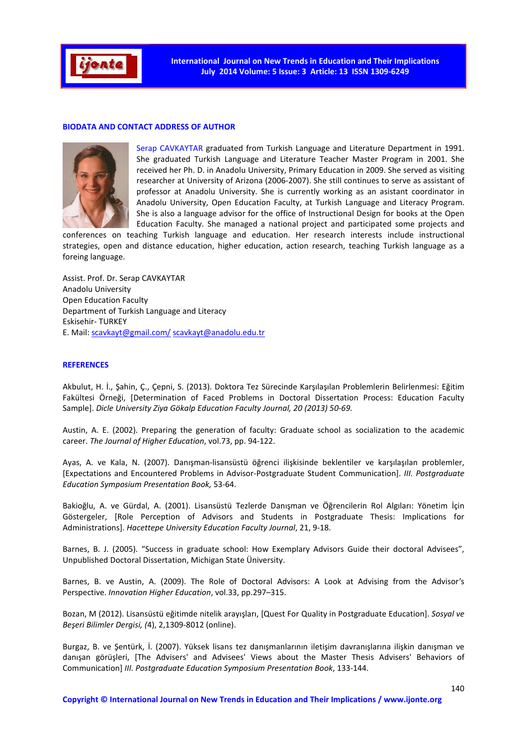## BIODATA AND CONTACT ADDRESS OF AUTHOR

Serap CAVKAYTAR graduated from Turkish Language and Literature Department in 1991. She graduated Turkish Language and Literature Teacher Master Program in 2001. She received her Ph. D. in Anadolu University, Primary Education in 2009. She served as visiting researcher at University of Arizona (2006-2007). She still continues to serve as assistant of professor at Anadolu University. She is currently working as an asistant coordinator in Anadolu University, Open Education Faculty, at Turkish Language and Literacy Program. She is also a language advisor for the office of Instructional Design for books at the Open Education Faculty. She managed a national project and participated some projects and conferences on teaching Turkish language and education. Her research interests include instructional strategies, open and distance education, higher education, action research, teaching Turkish language as a foreing language.

Assist. Prof. Dr. Serap CAVKAYTAR
Anadolu University
Open Education Faculty
Department of Turkish Language and Literacy
Eskisehir- TURKEY
E. Mail: scavkayt@gmail.com/ scavkayt@anadolu.edu.tr

## REFERENCES

Akbulut, H. İ., Şahin, Ç., Çepni, S. (2013). Doktora Tez Sürecinde Karşılaşılan Problemlerin Belirlenmesi: Eğitim Fakültesi Örneği, [Determination of Faced Problems in Doctoral Dissertation Process: Education Faculty Sample]. *Dicle University Ziya Gökalp Education Faculty Journal, 20 (2013) 50-69.*

Austin, A. E. (2002). Preparing the generation of faculty: Graduate school as socialization to the academic career. *The Journal of Higher Education*, vol.73, pp. 94-122.

Ayas, A. ve Kala, N. (2007). Danışman-lisansüstü öğrenci ilişkisinde beklentiler ve karşılaşılan problemler, [Expectations and Encountered Problems in Advisor-Postgraduate Student Communication]. *III. Postgraduate Education Symposium Presentation Book,* 53-64.

Bakioğlu, A. ve Gürdal, A. (2001). Lisansüstü Tezlerde Danışman ve Öğrencilerin Rol Algıları: Yönetim İçin Göstergeler, [Role Perception of Advisors and Students in Postgraduate Thesis: Implications for Administrations]. *Hacettepe University Education Faculty Journal*, 21, 9-18.

Barnes, B. J. (2005). "Success in graduate school: How Exemplary Advisors Guide their doctoral Advisees", Unpublished Doctoral Dissertation, Michigan State Ünversity.

Barnes, B. ve Austin, A. (2009). The Role of Doctoral Advisors: A Look at Advising from the Advisor's Perspective. *Innovation Higher Education*, vol.33, pp.297–315.

Bozan, M (2012). Lisansüstü eğitimde nitelik arayışları, [Quest For Quality in Postgraduate Education]. *Sosyal ve Beşeri Bilimler Dergisi, (*4), 2,1309-8012 (online).

Burgaz, B. ve Şentürk, İ. (2007). Yüksek lisans tez danışmanlarının iletişim davranışlarına ilişkin danışman ve danışan görüşleri, [The Advisers' and Advisees' Views about the Master Thesis Advisers' Behaviors of Communication] *III. Postgraduate Education Symposium Presentation Book*, 133-144.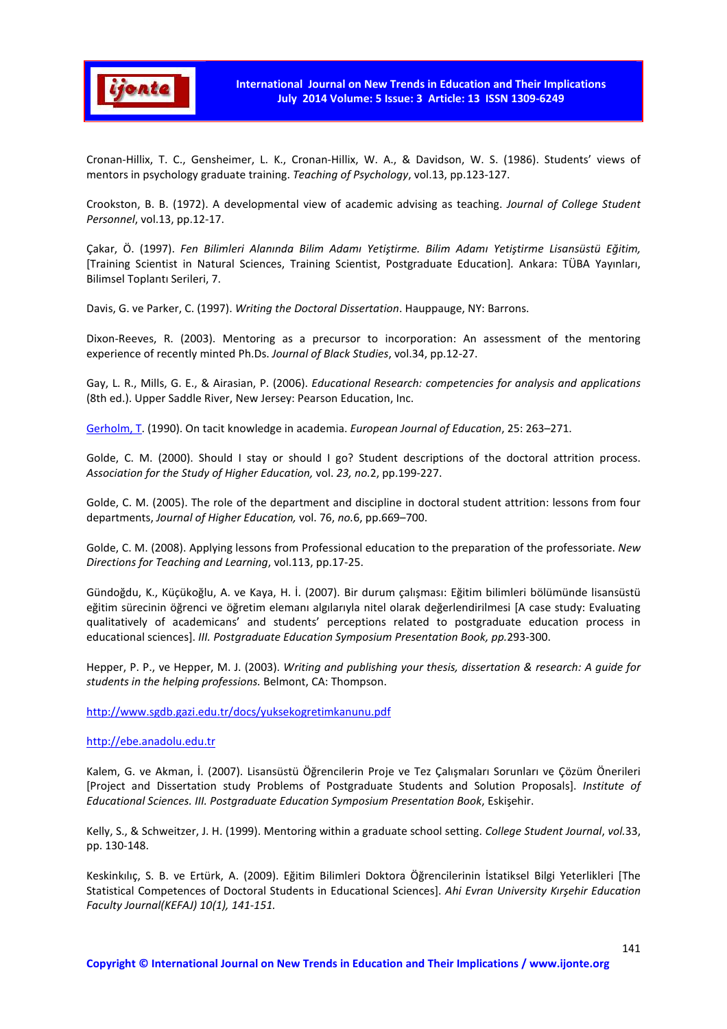Cronan-Hillix, T. C., Gensheimer, L. K., Cronan-Hillix, W. A., & Davidson, W. S. (1986). Students' views of mentors in psychology graduate training. *Teaching of Psychology*, vol.13, pp.123-127.

Crookston, B. B. (1972). A developmental view of academic advising as teaching. *Journal of College Student Personnel*, vol.13, pp.12-17.

Çakar, Ö. (1997). *Fen Bilimleri Alanında Bilim Adamı Yetiştirme. Bilim Adamı Yetiştirme Lisansüstü Eğitim,* [Training Scientist in Natural Sciences, Training Scientist, Postgraduate Education]. Ankara: TÜBA Yayınları, Bilimsel Toplantı Serileri, 7.

Davis, G. ve Parker, C. (1997). *Writing the Doctoral Dissertation*. Hauppauge, NY: Barrons.

Dixon-Reeves, R. (2003). Mentoring as a precursor to incorporation: An assessment of the mentoring experience of recently minted Ph.Ds. *Journal of Black Studies*, vol.34, pp.12-27.

Gay, L. R., Mills, G. E., & Airasian, P. (2006). *Educational Research: competencies for analysis and applications* (8th ed.). Upper Saddle River, New Jersey: Pearson Education, Inc.

Gerholm, T. (1990). On tacit knowledge in academia. *European Journal of Education*, 25: 263–271.

Golde, C. M. (2000). Should I stay or should I go? Student descriptions of the doctoral attrition process. *Association for the Study of Higher Education,* vol. *23, no.*2, pp.199-227.

Golde, C. M. (2005). The role of the department and discipline in doctoral student attrition: lessons from four departments, *Journal of Higher Education,* vol. 76, *no.*6, pp.669–700.

Golde, C. M. (2008). Applying lessons from Professional education to the preparation of the professoriate. *New Directions for Teaching and Learning*, vol.113, pp.17-25.

Gündoğdu, K., Küçükoğlu, A. ve Kaya, H. İ. (2007). Bir durum çalışması: Eğitim bilimleri bölümünde lisansüstü eğitim sürecinin öğrenci ve öğretim elemanı algılarıyla nitel olarak değerlendirilmesi [A case study: Evaluating qualitatively of academicans' and students' perceptions related to postgraduate education process in educational sciences]. *III. Postgraduate Education Symposium Presentation Book, pp.*293-300.

Hepper, P. P., ve Hepper, M. J. (2003). *Writing and publishing your thesis, dissertation & research: A guide for students in the helping professions.* Belmont, CA: Thompson.

http://www.sgdb.gazi.edu.tr/docs/yuksekogretimkanunu.pdf

http://ebe.anadolu.edu.tr

Kalem, G. ve Akman, İ. (2007). Lisansüstü Öğrencilerin Proje ve Tez Çalışmaları Sorunları ve Çözüm Önerileri [Project and Dissertation study Problems of Postgraduate Students and Solution Proposals]. *Institute of Educational Sciences. III. Postgraduate Education Symposium Presentation Book*, Eskişehir.

Kelly, S., & Schweitzer, J. H. (1999). Mentoring within a graduate school setting. *College Student Journal*, *vol.*33, pp. 130-148.

Keskinkılıç, S. B. ve Ertürk, A. (2009). Eğitim Bilimleri Doktora Öğrencilerinin İstatiksel Bilgi Yeterlikleri [The Statistical Competences of Doctoral Students in Educational Sciences]. *Ahi Evran University Kırşehir Education Faculty Journal(KEFAJ) 10(1), 141-151.*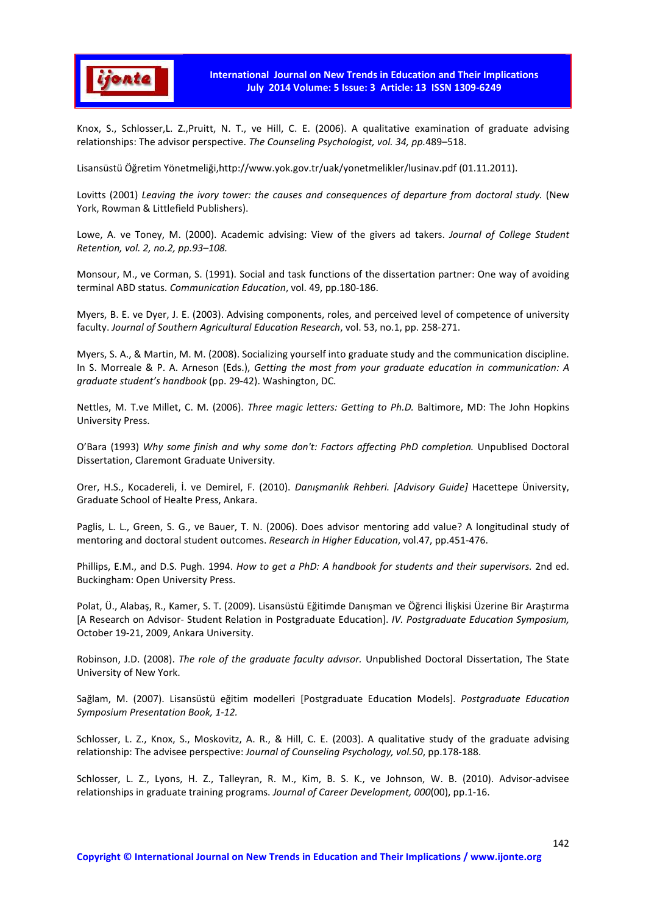Knox, S., Schlosser,L. Z.,Pruitt, N. T., ve Hill, C. E. (2006). A qualitative examination of graduate advising relationships: The advisor perspective. *The Counseling Psychologist, vol. 34, pp.*489–518.

Lisansüstü Öğretim Yönetmeliği,http://www.yok.gov.tr/uak/yonetmelikler/lusinav.pdf (01.11.2011).

Lovitts (2001) *Leaving the ivory tower: the causes and consequences of departure from doctoral study.* (New York, Rowman & Littlefield Publishers).

Lowe, A. ve Toney, M. (2000). Academic advising: View of the givers ad takers. *Journal of College Student Retention, vol. 2, no.2, pp.93–108.*

Monsour, M., ve Corman, S. (1991). Social and task functions of the dissertation partner: One way of avoiding terminal ABD status. *Communication Education*, vol. 49, pp.180-186.

Myers, B. E. ve Dyer, J. E. (2003). Advising components, roles, and perceived level of competence of university faculty. *Journal of Southern Agricultural Education Research*, vol. 53, no.1, pp. 258-271.

Myers, S. A., & Martin, M. M. (2008). Socializing yourself into graduate study and the communication discipline. In S. Morreale & P. A. Arneson (Eds.), *Getting the most from your graduate education in communication: A graduate student's handbook* (pp. 29-42). Washington, DC.

Nettles, M. T.ve Millet, C. M. (2006). *Three magic letters: Getting to Ph.D.* Baltimore, MD: The John Hopkins University Press.

O'Bara (1993) *Why some finish and why some don't: Factors affecting PhD completion.* Unpublised Doctoral Dissertation, Claremont Graduate University.

Orer, H.S., Kocadereli, İ. ve Demirel, F. (2010). *Danışmanlık Rehberi. [Advisory Guide]* Hacettepe Üniversity, Graduate School of Healte Press, Ankara.

Paglis, L. L., Green, S. G., ve Bauer, T. N. (2006). Does advisor mentoring add value? A longitudinal study of mentoring and doctoral student outcomes. *Research in Higher Education*, vol.47, pp.451-476.

Phillips, E.M., and D.S. Pugh. 1994. *How to get a PhD: A handbook for students and their supervisors.* 2nd ed. Buckingham: Open University Press.

Polat, Ü., Alabaş, R., Kamer, S. T. (2009). Lisansüstü Eğitimde Danışman ve Öğrenci İlişkisi Üzerine Bir Araştırma [A Research on Advisor- Student Relation in Postgraduate Education]. *IV. Postgraduate Education Symposium,* October 19-21, 2009, Ankara University.

Robinson, J.D. (2008). *The role of the graduate faculty advısor.* Unpublished Doctoral Dissertation, The State University of New York.

Sağlam, M. (2007). Lisansüstü eğitim modelleri [Postgraduate Education Models]. *Postgraduate Education Symposium Presentation Book, 1-12.*

Schlosser, L. Z., Knox, S., Moskovitz, A. R., & Hill, C. E. (2003). A qualitative study of the graduate advising relationship: The advisee perspective: *Journal of Counseling Psychology, vol.50*, pp.178-188.

Schlosser, L. Z., Lyons, H. Z., Talleyran, R. M., Kim, B. S. K., ve Johnson, W. B. (2010). Advisor-advisee relationships in graduate training programs. *Journal of Career Development, 000*(00), pp.1-16.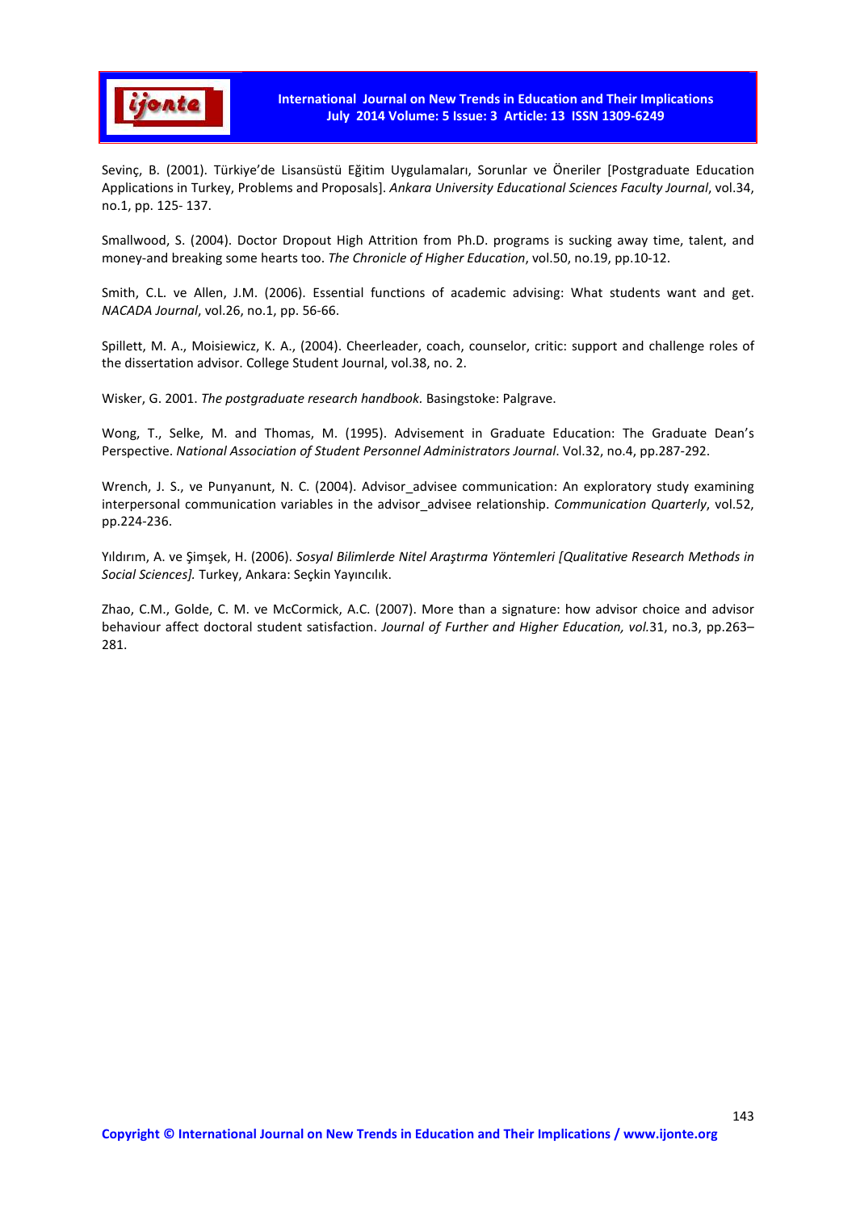Sevinç, B. (2001). Türkiye'de Lisansüstü Eğitim Uygulamaları, Sorunlar ve Öneriler [Postgraduate Education Applications in Turkey, Problems and Proposals]. *Ankara University Educational Sciences Faculty Journal*, vol.34, no.1, pp. 125- 137.

Smallwood, S. (2004). Doctor Dropout High Attrition from Ph.D. programs is sucking away time, talent, and money-and breaking some hearts too. *The Chronicle of Higher Education*, vol.50, no.19, pp.10-12.

Smith, C.L. ve Allen, J.M. (2006). Essential functions of academic advising: What students want and get. *NACADA Journal*, vol.26, no.1, pp. 56-66.

Spillett, M. A., Moisiewicz, K. A., (2004). Cheerleader, coach, counselor, critic: support and challenge roles of the dissertation advisor. College Student Journal, vol.38, no. 2.

Wisker, G. 2001. *The postgraduate research handbook.* Basingstoke: Palgrave.

Wong, T., Selke, M. and Thomas, M. (1995). Advisement in Graduate Education: The Graduate Dean's Perspective. *National Association of Student Personnel Administrators Journal*. Vol.32, no.4, pp.287-292.

Wrench, J. S., ve Punyanunt, N. C. (2004). Advisor_advisee communication: An exploratory study examining interpersonal communication variables in the advisor_advisee relationship. *Communication Quarterly*, vol.52, pp.224-236.

Yıldırım, A. ve Şimşek, H. (2006). *Sosyal Bilimlerde Nitel Araştırma Yöntemleri [Qualitative Research Methods in Social Sciences].* Turkey, Ankara: Seçkin Yayıncılık.

Zhao, C.M., Golde, C. M. ve McCormick, A.C. (2007). More than a signature: how advisor choice and advisor behaviour affect doctoral student satisfaction. *Journal of Further and Higher Education, vol.*31, no.3, pp.263–281.